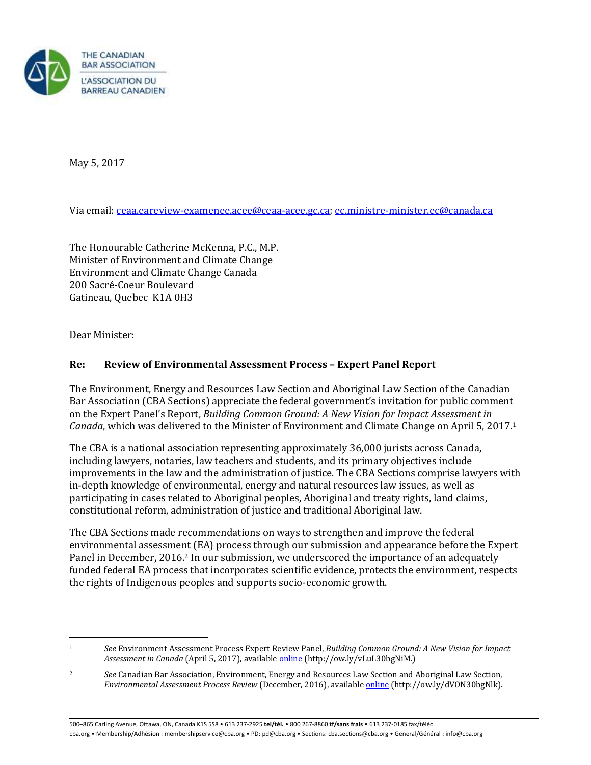THE CANADIAN BAR ASSOCIATION

L'ASSOCIATION DU BARREAU CANADIEN

May 5, 2017

Via email: ceaa.eareview-examenee.acee@ceaa-acee.gc.ca; ec.ministre-minister.ec@canada.ca

The Honourable Catherine McKenna, P.C., M.P.
Minister of Environment and Climate Change
Environment and Climate Change Canada
200 Sacré-Coeur Boulevard
Gatineau, Quebec K1A 0H3

Dear Minister:

**Re: Review of Environmental Assessment Process – Expert Panel Report**

The Environment, Energy and Resources Law Section and Aboriginal Law Section of the Canadian Bar Association (CBA Sections) appreciate the federal government's invitation for public comment on the Expert Panel's Report, *Building Common Ground: A New Vision for Impact Assessment in Canada*, which was delivered to the Minister of Environment and Climate Change on April 5, 2017.[1]

The CBA is a national association representing approximately 36,000 jurists across Canada, including lawyers, notaries, law teachers and students, and its primary objectives include improvements in the law and the administration of justice. The CBA Sections comprise lawyers with in-depth knowledge of environmental, energy and natural resources law issues, as well as participating in cases related to Aboriginal peoples, Aboriginal and treaty rights, land claims, constitutional reform, administration of justice and traditional Aboriginal law.

The CBA Sections made recommendations on ways to strengthen and improve the federal environmental assessment (EA) process through our submission and appearance before the Expert Panel in December, 2016.[2] In our submission, we underscored the importance of an adequately funded federal EA process that incorporates scientific evidence, protects the environment, respects the rights of Indigenous peoples and supports socio-economic growth.

---

[1] *See* Environment Assessment Process Expert Review Panel, *Building Common Ground: A New Vision for Impact Assessment in Canada* (April 5, 2017), available online (http://ow.ly/vLuL30bgNiM.)

[2] *See* Canadian Bar Association, Environment, Energy and Resources Law Section and Aboriginal Law Section, *Environmental Assessment Process Review* (December, 2016), available online (http://ow.ly/dVON30bgNlk).

500–865 Carling Avenue, Ottawa, ON, Canada K1S 5S8 • 613 237-2925 **tel/tél.** • 800 267-8860 **tf/sans frais** • 613 237-0185 fax/téléc.
cba.org • Membership/Adhésion : membershipservice@cba.org • PD: pd@cba.org • Sections: cba.sections@cba.org • General/Général : info@cba.org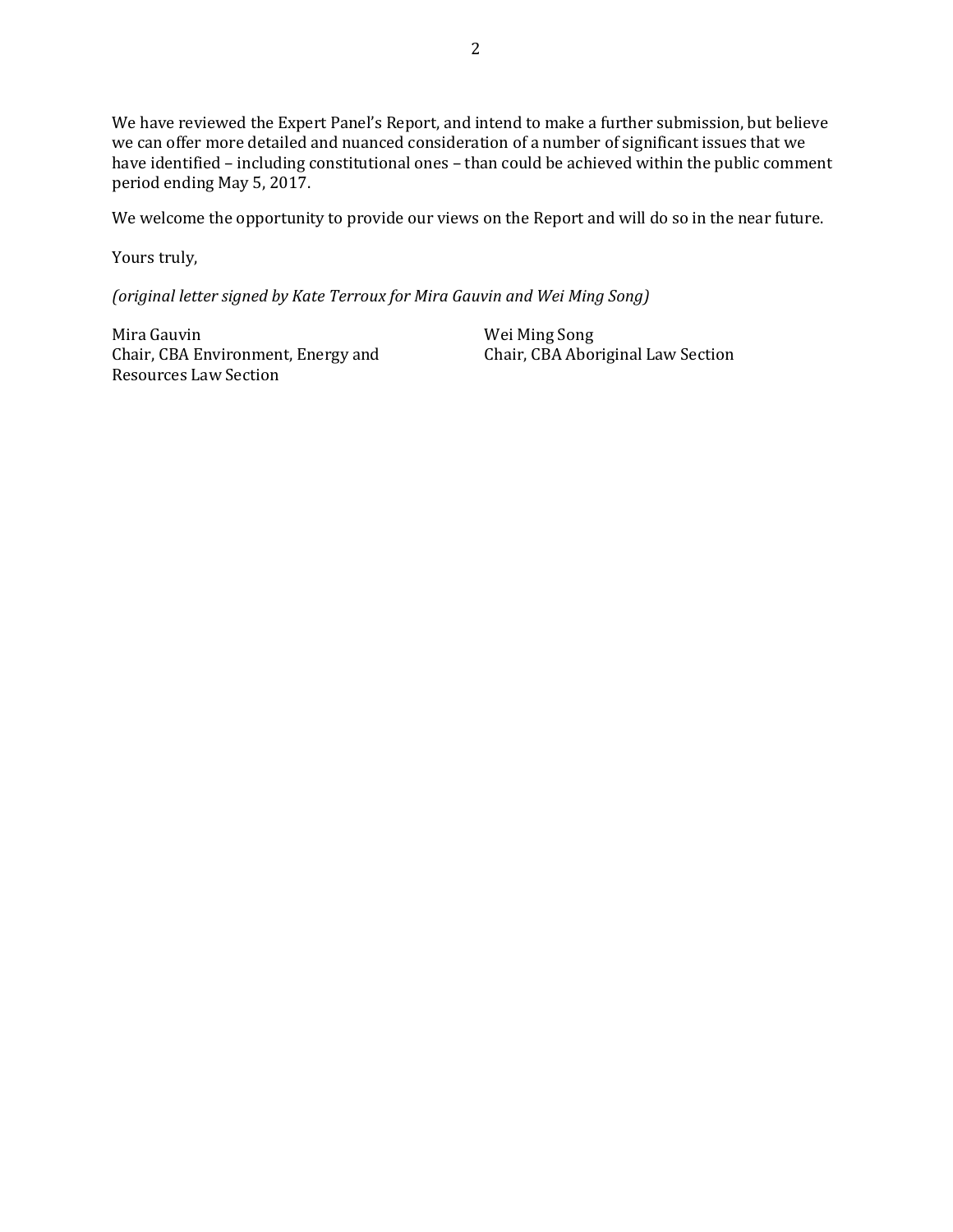We have reviewed the Expert Panel's Report, and intend to make a further submission, but believe we can offer more detailed and nuanced consideration of a number of significant issues that we have identified – including constitutional ones – than could be achieved within the public comment period ending May 5, 2017.

We welcome the opportunity to provide our views on the Report and will do so in the near future.

Yours truly,

*(original letter signed by Kate Terroux for Mira Gauvin and Wei Ming Song)*

Mira Gauvin
Chair, CBA Environment, Energy and Resources Law Section

Wei Ming Song
Chair, CBA Aboriginal Law Section